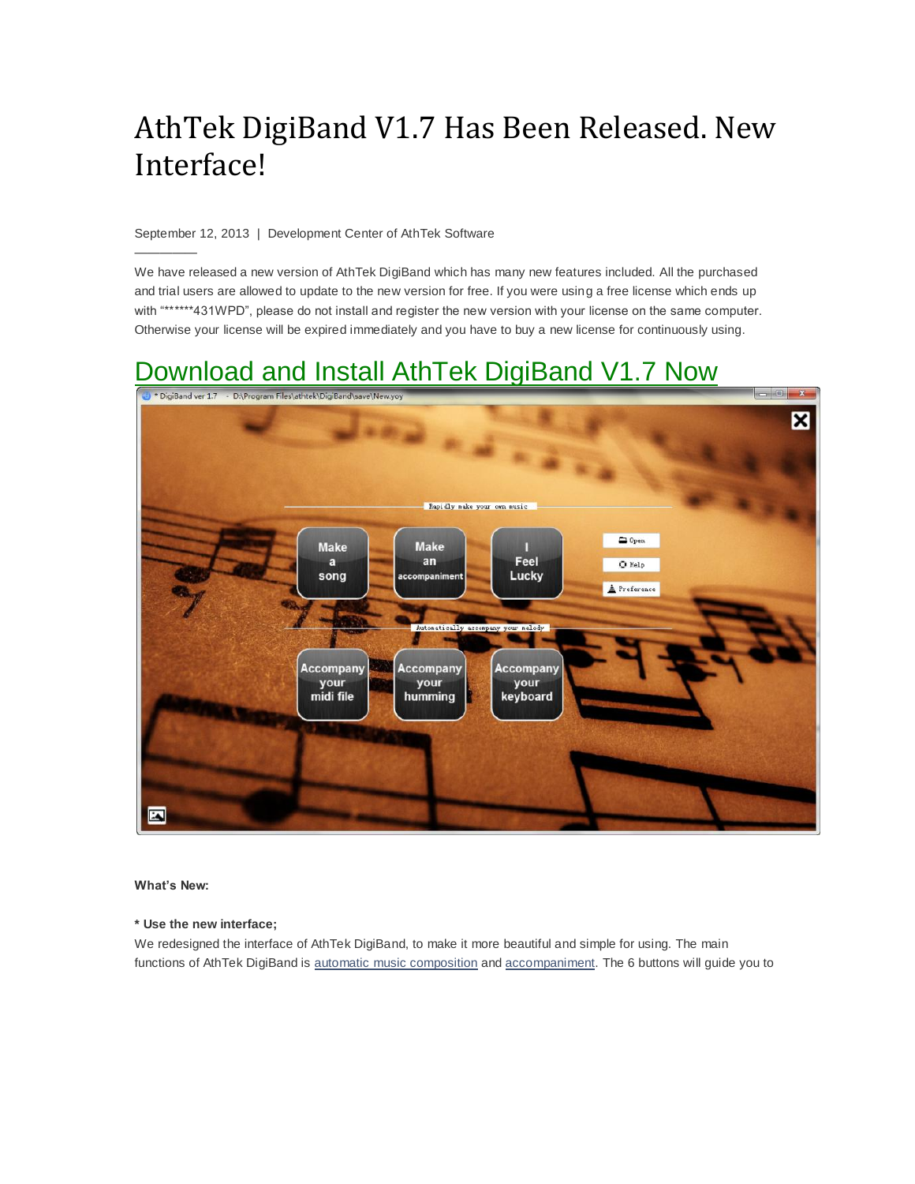# AthTek DigiBand V1.7 Has Been Released. New Interface!

September 12, 2013 | Development Center of AthTek Software

We have released a new version of AthTek DigiBand which has many new features included. All the purchased and trial users are allowed to update to the new version for free. If you were using a free license which ends up with "******431WPD", please do not install and register the new version with your license on the same computer. Otherwise your license will be expired immediately and you have to buy a new license for continuously using.

## Download and Install AthTek DigiBand V1.7 Now

**What's New:**

**\* Use the new interface;**

We redesigned the interface of AthTek DigiBand, to make it more beautiful and simple for using. The main functions of AthTek DigiBand is automatic music composition and accompaniment. The 6 buttons will guide you to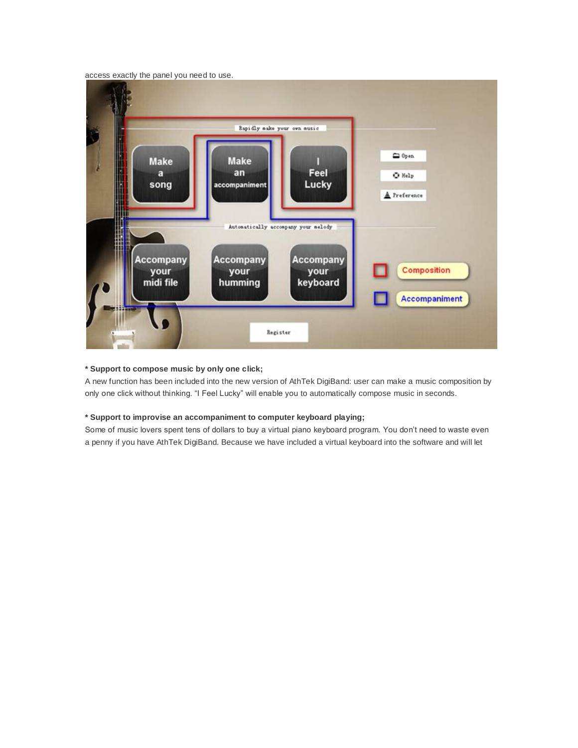access exactly the panel you need to use.

**\* Support to compose music by only one click;**

A new function has been included into the new version of AthTek DigiBand: user can make a music composition by only one click without thinking. “I Feel Lucky” will enable you to automatically compose music in seconds.

**\* Support to improvise an accompaniment to computer keyboard playing;**

Some of music lovers spent tens of dollars to buy a virtual piano keyboard program. You don’t need to waste even a penny if you have AthTek DigiBand. Because we have included a virtual keyboard into the software and will let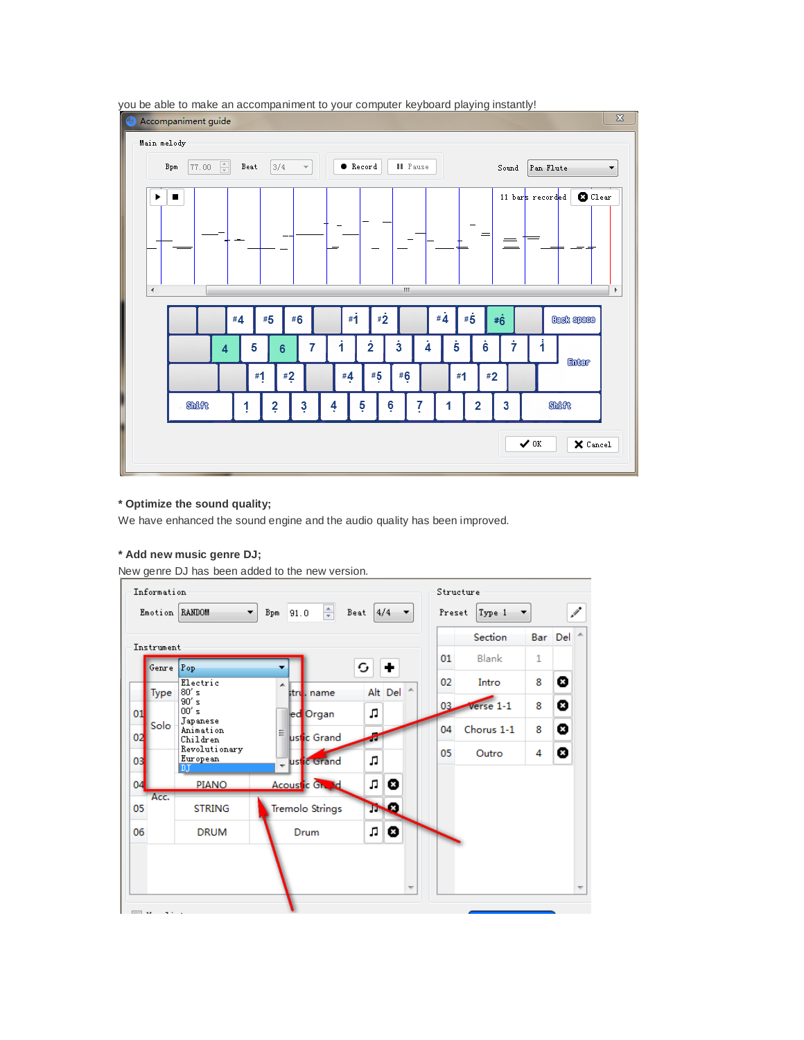you be able to make an accompaniment to your computer keyboard playing instantly!

**\* Optimize the sound quality;**

We have enhanced the sound engine and the audio quality has been improved.

**\* Add new music genre DJ;**

New genre DJ has been added to the new version.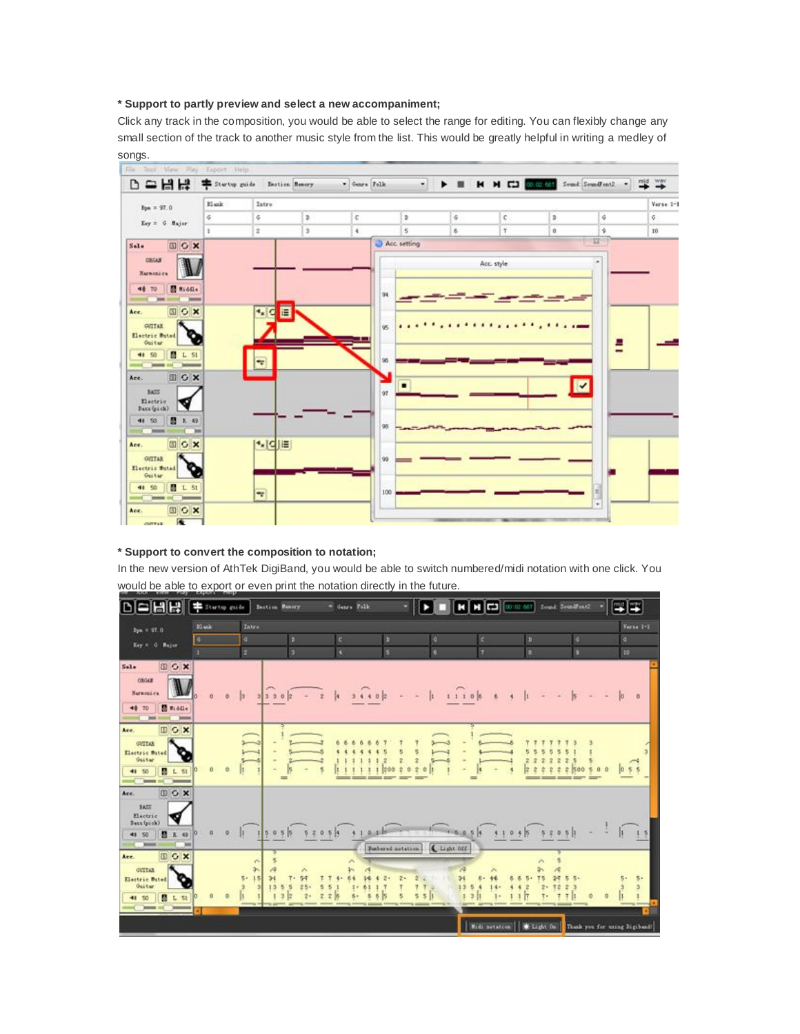**\* Support to partly preview and select a new accompaniment;**

Click any track in the composition, you would be able to select the range for editing. You can flexibly change any small section of the track to another music style from the list. This would be greatly helpful in writing a medley of songs.

**\* Support to convert the composition to notation;**

In the new version of AthTek DigiBand, you would be able to switch numbered/midi notation with one click. You would be able to export or even print the notation directly in the future.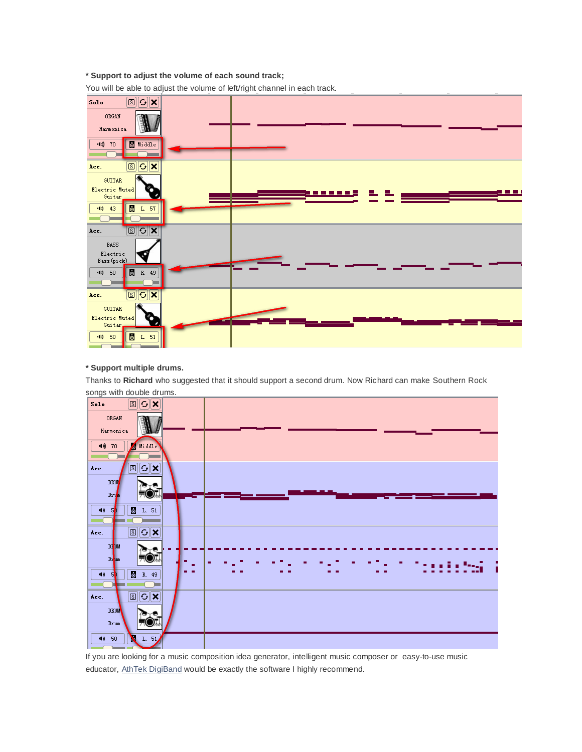**\* Support to adjust the volume of each sound track;**

You will be able to adjust the volume of left/right channel in each track.

**\* Support multiple drums.**

Thanks to **Richard** who suggested that it should support a second drum. Now Richard can make Southern Rock songs with double drums.

If you are looking for a music composition idea generator, intelligent music composer or easy-to-use music educator, [AthTek DigiBand](AthTek DigiBand) would be exactly the software I highly recommend.